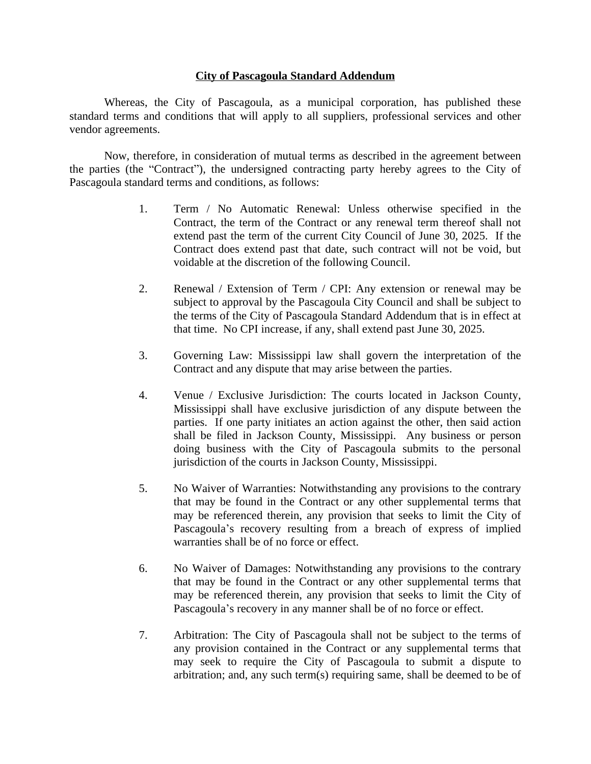# City of Pascagoula Standard Addendum

Whereas, the City of Pascagoula, as a municipal corporation, has published these standard terms and conditions that will apply to all suppliers, professional services and other vendor agreements.

Now, therefore, in consideration of mutual terms as described in the agreement between the parties (the "Contract"), the undersigned contracting party hereby agrees to the City of Pascagoula standard terms and conditions, as follows:

1. Term / No Automatic Renewal: Unless otherwise specified in the Contract, the term of the Contract or any renewal term thereof shall not extend past the term of the current City Council of June 30, 2025. If the Contract does extend past that date, such contract will not be void, but voidable at the discretion of the following Council.

2. Renewal / Extension of Term / CPI: Any extension or renewal may be subject to approval by the Pascagoula City Council and shall be subject to the terms of the City of Pascagoula Standard Addendum that is in effect at that time. No CPI increase, if any, shall extend past June 30, 2025.

3. Governing Law: Mississippi law shall govern the interpretation of the Contract and any dispute that may arise between the parties.

4. Venue / Exclusive Jurisdiction: The courts located in Jackson County, Mississippi shall have exclusive jurisdiction of any dispute between the parties. If one party initiates an action against the other, then said action shall be filed in Jackson County, Mississippi. Any business or person doing business with the City of Pascagoula submits to the personal jurisdiction of the courts in Jackson County, Mississippi.

5. No Waiver of Warranties: Notwithstanding any provisions to the contrary that may be found in the Contract or any other supplemental terms that may be referenced therein, any provision that seeks to limit the City of Pascagoula's recovery resulting from a breach of express of implied warranties shall be of no force or effect.

6. No Waiver of Damages: Notwithstanding any provisions to the contrary that may be found in the Contract or any other supplemental terms that may be referenced therein, any provision that seeks to limit the City of Pascagoula's recovery in any manner shall be of no force or effect.

7. Arbitration: The City of Pascagoula shall not be subject to the terms of any provision contained in the Contract or any supplemental terms that may seek to require the City of Pascagoula to submit a dispute to arbitration; and, any such term(s) requiring same, shall be deemed to be of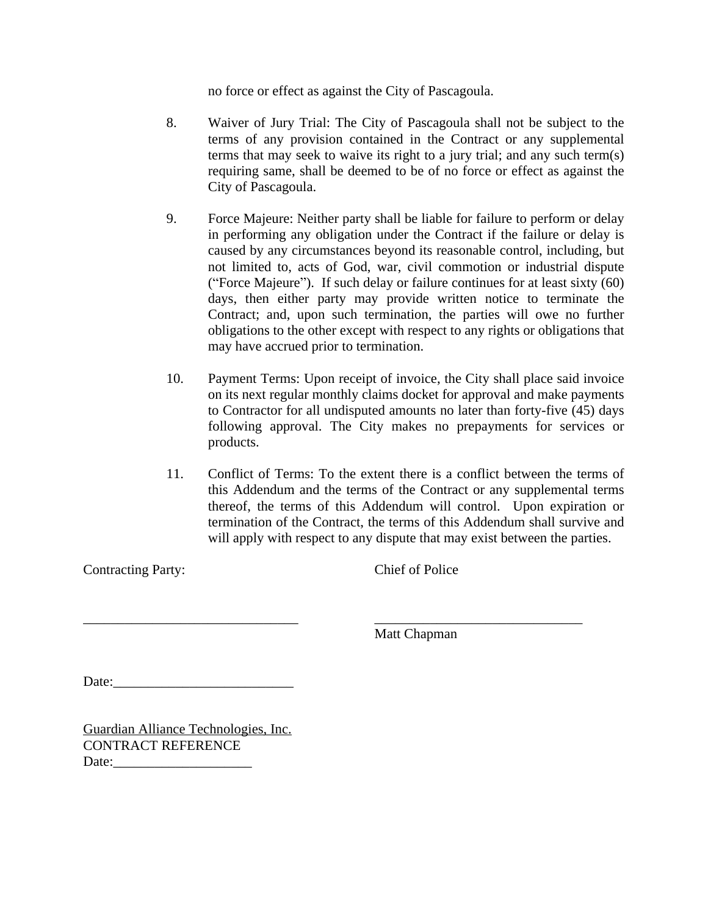no force or effect as against the City of Pascagoula.

8. Waiver of Jury Trial: The City of Pascagoula shall not be subject to the terms of any provision contained in the Contract or any supplemental terms that may seek to waive its right to a jury trial; and any such term(s) requiring same, shall be deemed to be of no force or effect as against the City of Pascagoula.

9. Force Majeure: Neither party shall be liable for failure to perform or delay in performing any obligation under the Contract if the failure or delay is caused by any circumstances beyond its reasonable control, including, but not limited to, acts of God, war, civil commotion or industrial dispute ("Force Majeure"). If such delay or failure continues for at least sixty (60) days, then either party may provide written notice to terminate the Contract; and, upon such termination, the parties will owe no further obligations to the other except with respect to any rights or obligations that may have accrued prior to termination.

10. Payment Terms: Upon receipt of invoice, the City shall place said invoice on its next regular monthly claims docket for approval and make payments to Contractor for all undisputed amounts no later than forty-five (45) days following approval. The City makes no prepayments for services or products.

11. Conflict of Terms: To the extent there is a conflict between the terms of this Addendum and the terms of the Contract or any supplemental terms thereof, the terms of this Addendum will control. Upon expiration or termination of the Contract, the terms of this Addendum shall survive and will apply with respect to any dispute that may exist between the parties.

Contracting Party: Chief of Police

_______________________________ _______________________________

Matt Chapman

Date:__________________________

Guardian Alliance Technologies, Inc.
CONTRACT REFERENCE
Date:____________________